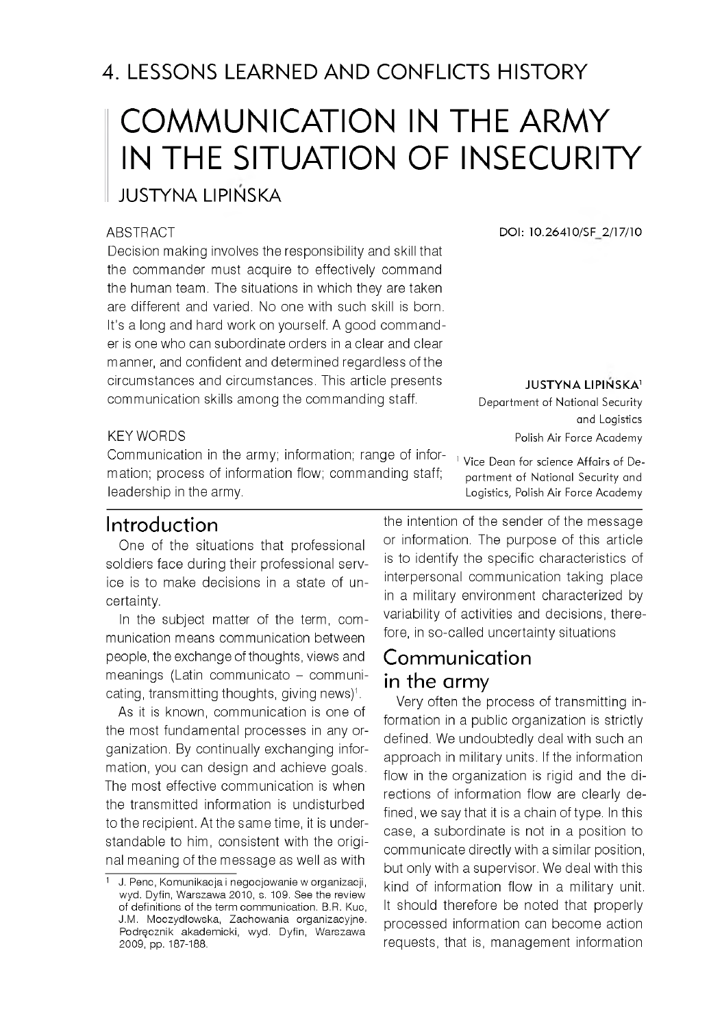## 4. LESSONS LEARNED AND CONFLICTS HISTORY

# COMMUNICATION IN THE ARMY IN THE SITUATION OF INSECURITY

JUSTYNA LIPIŃSKA

DOI: 10.26410/SF_2/17/10

ABSTRACT

Decision making involves the responsibility and skill that the commander must acquire to effectively command the human team. The situations in which they are taken are different and varied. No one with such skill is born. It's a long and hard work on yourself. A good commander is one who can subordinate orders in a clear and clear manner, and confident and determined regardless of the circumstances and circumstances. This article presents communication skills among the commanding staff.

KEY WORDS

Communication in the army; information; range of information; process of information flow; commanding staff; leadership in the army.

**JUSTYNA LIPIŃSKA**[1]
Department of National Security and Logistics
Polish Air Force Academy

[1] Vice Dean for science Affairs of Department of National Security and Logistics, Polish Air Force Academy

## Introduction

One of the situations that professional soldiers face during their professional service is to make decisions in a state of uncertainty.

In the subject matter of the term, communication means communication between people, the exchange of thoughts, views and meanings (Latin communicato – communicating, transmitting thoughts, giving news)[1].

As it is known, communication is one of the most fundamental processes in any organization. By continually exchanging information, you can design and achieve goals. The most effective communication is when the transmitted information is undisturbed to the recipient. At the same time, it is understandable to him, consistent with the original meaning of the message as well as with the intention of the sender of the message or information. The purpose of this article is to identify the specific characteristics of interpersonal communication taking place in a military environment characterized by variability of activities and decisions, therefore, in so-called uncertainty situations

## Communication in the army

Very often the process of transmitting information in a public organization is strictly defined. We undoubtedly deal with such an approach in military units. If the information flow in the organization is rigid and the directions of information flow are clearly defined, we say that it is a chain of type. In this case, a subordinate is not in a position to communicate directly with a similar position, but only with a supervisor. We deal with this kind of information flow in a military unit. It should therefore be noted that properly processed information can become action requests, that is, management information

[1] J. Penc, Komunikacja i negocjowanie w organizacji, wyd. Dyfin, Warszawa 2010, s. 109. See the review of definitions of the term communication. B.R. Kuc, J.M. Moczydłowska, Zachowania organizacyjne. Podręcznik akademicki, wyd. Dyfin, Warszawa 2009, pp. 187-188.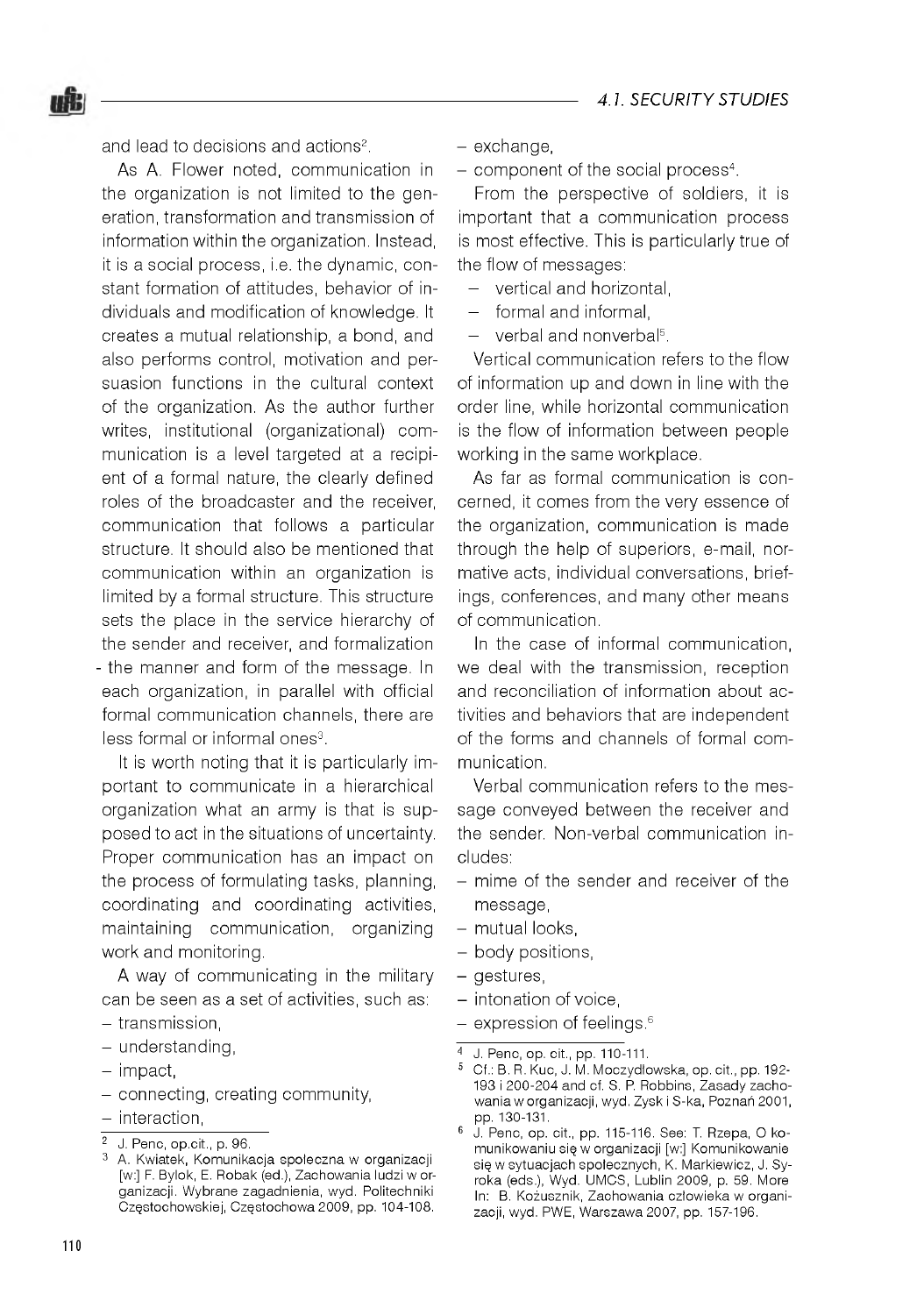and lead to decisions and actions[2].

As A. Flower noted, communication in the organization is not limited to the generation, transformation and transmission of information within the organization. Instead, it is a social process, i.e. the dynamic, constant formation of attitudes, behavior of individuals and modification of knowledge. It creates a mutual relationship, a bond, and also performs control, motivation and persuasion functions in the cultural context of the organization. As the author further writes, institutional (organizational) communication is a level targeted at a recipient of a formal nature, the clearly defined roles of the broadcaster and the receiver, communication that follows a particular structure. It should also be mentioned that communication within an organization is limited by a formal structure. This structure sets the place in the service hierarchy of the sender and receiver, and formalization - the manner and form of the message. In each organization, in parallel with official formal communication channels, there are less formal or informal ones[3].

It is worth noting that it is particularly important to communicate in a hierarchical organization what an army is that is supposed to act in the situations of uncertainty. Proper communication has an impact on the process of formulating tasks, planning, coordinating and coordinating activities, maintaining communication, organizing work and monitoring.

A way of communicating in the military can be seen as a set of activities, such as:

- transmission,
- understanding,
- impact,
- connecting, creating community,
- interaction,
- exchange,
- component of the social process[4].

From the perspective of soldiers, it is important that a communication process is most effective. This is particularly true of the flow of messages:

- vertical and horizontal,
- formal and informal,
- verbal and nonverbal[5].

Vertical communication refers to the flow of information up and down in line with the order line, while horizontal communication is the flow of information between people working in the same workplace.

As far as formal communication is concerned, it comes from the very essence of the organization, communication is made through the help of superiors, e-mail, normative acts, individual conversations, briefings, conferences, and many other means of communication.

In the case of informal communication, we deal with the transmission, reception and reconciliation of information about activities and behaviors that are independent of the forms and channels of formal communication.

Verbal communication refers to the message conveyed between the receiver and the sender. Non-verbal communication includes:

- mime of the sender and receiver of the message,
- mutual looks,
- body positions,
- gestures,
- intonation of voice,
- expression of feelings.[6]

---

[2] J. Penc, op.cit., p. 96.

[3] A. Kwiatek, Komunikacja społeczna w organizacji [w:] F. Bylok, E. Robak (ed.), Zachowania ludzi w organizacji. Wybrane zagadnienia, wyd. Politechniki Częstochowskiej, Częstochowa 2009, pp. 104-108.

[4] J. Penc, op. cit., pp. 110-111.

[5] Cf.: B. R. Kuc, J. M. Moczydłowska, op. cit., pp. 192-193 i 200-204 and cf. S. P. Robbins, Zasady zachowania w organizacji, wyd. Zysk i S-ka, Poznań 2001, pp. 130-131.

[6] J. Penc, op. cit., pp. 115-116. See: T. Rzepa, O komunikowaniu się w organizacji [w:] Komunikowanie się w sytuacjach społecznych, K. Markiewicz, J. Syroka (eds.), Wyd. UMCS, Lublin 2009, p. 59. More In: B. Kożusznik, Zachowania człowieka w organizacji, wyd. PWE, Warszawa 2007, pp. 157-196.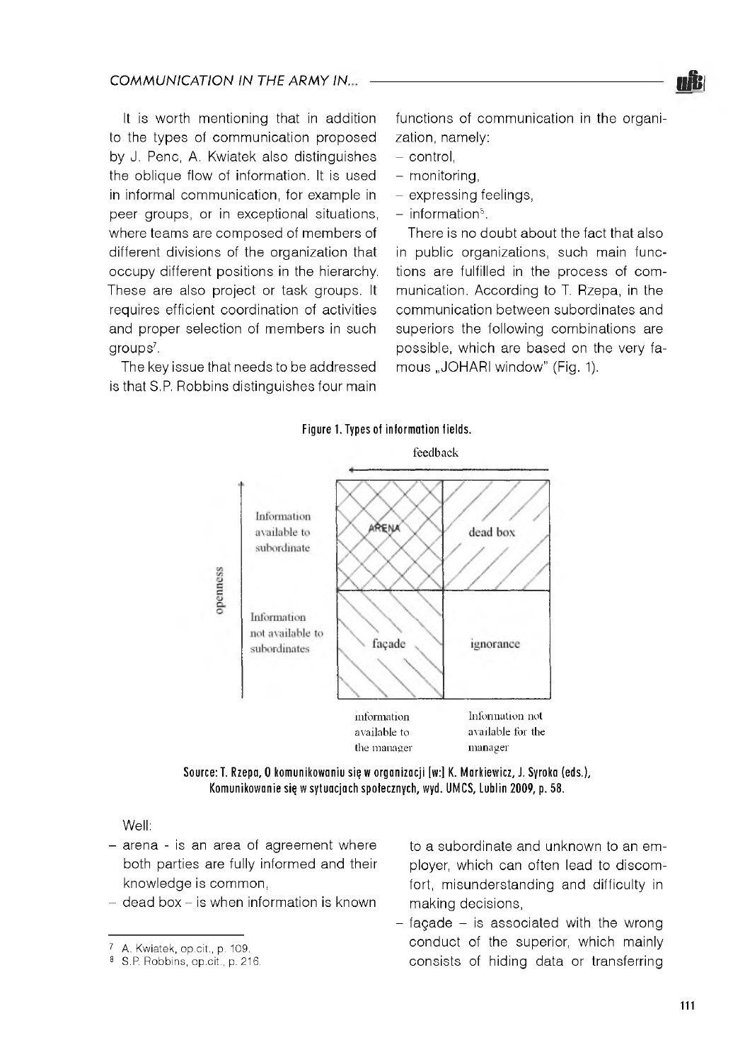It is worth mentioning that in addition to the types of communication proposed by J. Penc, A. Kwiatek also distinguishes the oblique flow of information. It is used in informal communication, for example in peer groups, or in exceptional situations, where teams are composed of members of different divisions of the organization that occupy different positions in the hierarchy. These are also project or task groups. It requires efficient coordination of activities and proper selection of members in such groups[7].

The key issue that needs to be addressed is that S.P. Robbins distinguishes four main functions of communication in the organization, namely:

- control,
- monitoring,
- expressing feelings,
- information[8].

There is no doubt about the fact that also in public organizations, such main functions are fulfilled in the process of communication. According to T. Rzepa, in the communication between subordinates and superiors the following combinations are possible, which are based on the very famous „JOHARI window" (Fig. 1).

**Figure 1. Types of information fields.**

| | information available to the manager | Information not available for the manager |
|---|---|---|
| Information available to subordinate | ARENA | dead box |
| Information not available to subordinates | façade | ignorance |

(vertical axis: openness; horizontal axis: feedback)

Source: T. Rzepa, O komunikowaniu się w organizacji [w:] K. Markiewicz, J. Syroka (eds.), Komunikowanie się w sytuacjach społecznych, wyd. UMCS, Lublin 2009, p. 58.

Well:

- arena - is an area of agreement where both parties are fully informed and their knowledge is common,
- dead box – is when information is known to a subordinate and unknown to an employer, which can often lead to discomfort, misunderstanding and difficulty in making decisions,
- façade – is associated with the wrong conduct of the superior, which mainly consists of hiding data or transferring

---

[7] A. Kwiatek, op.cit., p. 109.

[8] S.P. Robbins, op.cit., p. 216.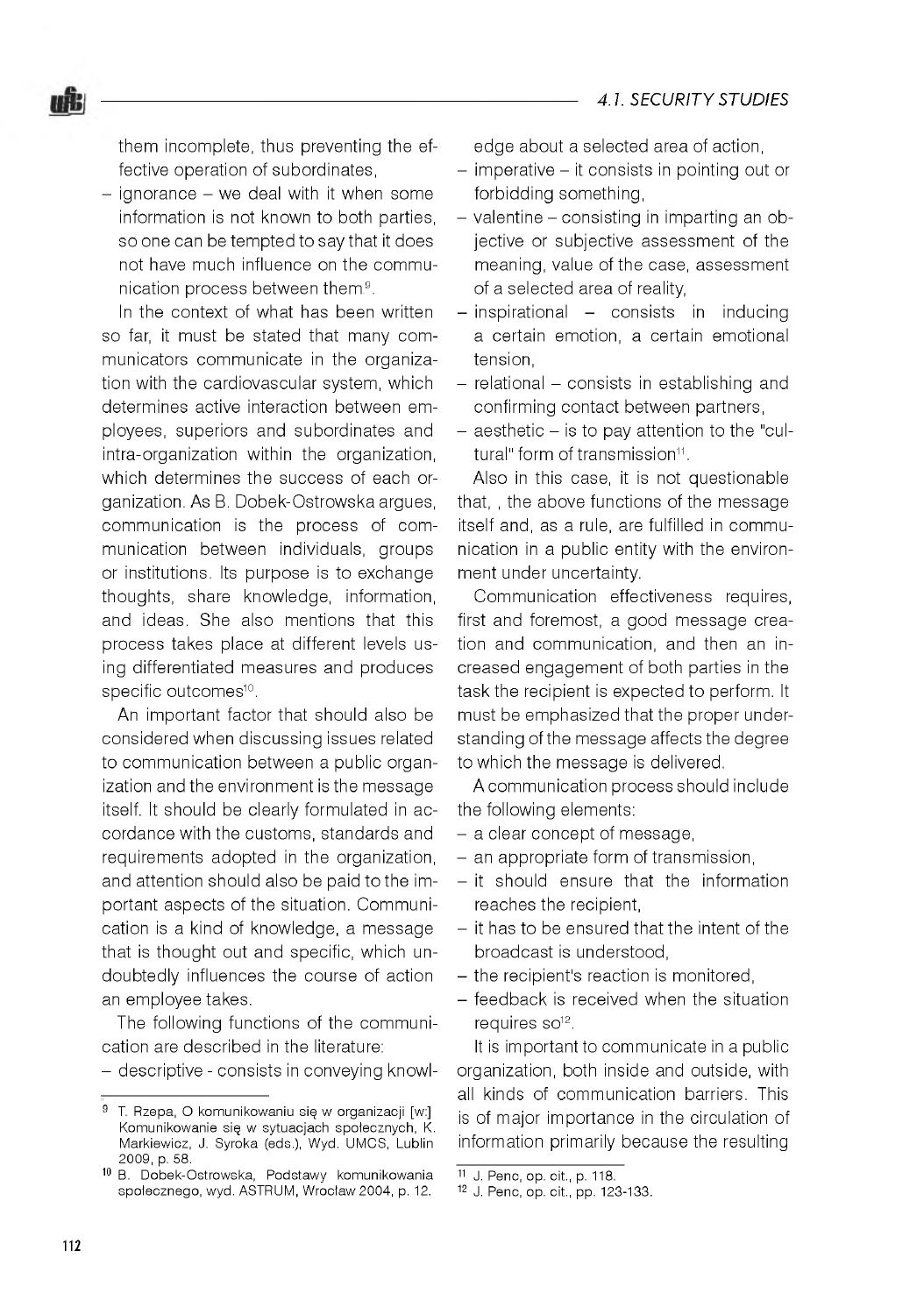them incomplete, thus preventing the effective operation of subordinates,
- ignorance – we deal with it when some information is not known to both parties, so one can be tempted to say that it does not have much influence on the communication process between them[9].

In the context of what has been written so far, it must be stated that many communicators communicate in the organization with the cardiovascular system, which determines active interaction between employees, superiors and subordinates and intra-organization within the organization, which determines the success of each organization. As B. Dobek-Ostrowska argues, communication is the process of communication between individuals, groups or institutions. Its purpose is to exchange thoughts, share knowledge, information, and ideas. She also mentions that this process takes place at different levels using differentiated measures and produces specific outcomes[10].

An important factor that should also be considered when discussing issues related to communication between a public organization and the environment is the message itself. It should be clearly formulated in accordance with the customs, standards and requirements adopted in the organization, and attention should also be paid to the important aspects of the situation. Communication is a kind of knowledge, a message that is thought out and specific, which undoubtedly influences the course of action an employee takes.

The following functions of the communication are described in the literature:

- descriptive - consists in conveying knowledge about a selected area of action,
- imperative – it consists in pointing out or forbidding something,
- valentine – consisting in imparting an objective or subjective assessment of the meaning, value of the case, assessment of a selected area of reality,
- inspirational – consists in inducing a certain emotion, a certain emotional tension,
- relational – consists in establishing and confirming contact between partners,
- aesthetic – is to pay attention to the "cultural" form of transmission[11].

Also in this case, it is not questionable that, , the above functions of the message itself and, as a rule, are fulfilled in communication in a public entity with the environment under uncertainty.

Communication effectiveness requires, first and foremost, a good message creation and communication, and then an increased engagement of both parties in the task the recipient is expected to perform. It must be emphasized that the proper understanding of the message affects the degree to which the message is delivered.

A communication process should include the following elements:

- a clear concept of message,
- an appropriate form of transmission,
- it should ensure that the information reaches the recipient,
- it has to be ensured that the intent of the broadcast is understood,
- the recipient's reaction is monitored,
- feedback is received when the situation requires so[12].

It is important to communicate in a public organization, both inside and outside, with all kinds of communication barriers. This is of major importance in the circulation of information primarily because the resulting

---

[9] T. Rzepa, O komunikowaniu się w organizacji [w:] Komunikowanie się w sytuacjach społecznych, K. Markiewicz, J. Syroka (eds.), Wyd. UMCS, Lublin 2009, p. 58.

[10] B. Dobek-Ostrowska, Podstawy komunikowania społecznego, wyd. ASTRUM, Wrocław 2004, p. 12.

[11] J. Penc, op. cit., p. 118.

[12] J. Penc, op. cit., pp. 123-133.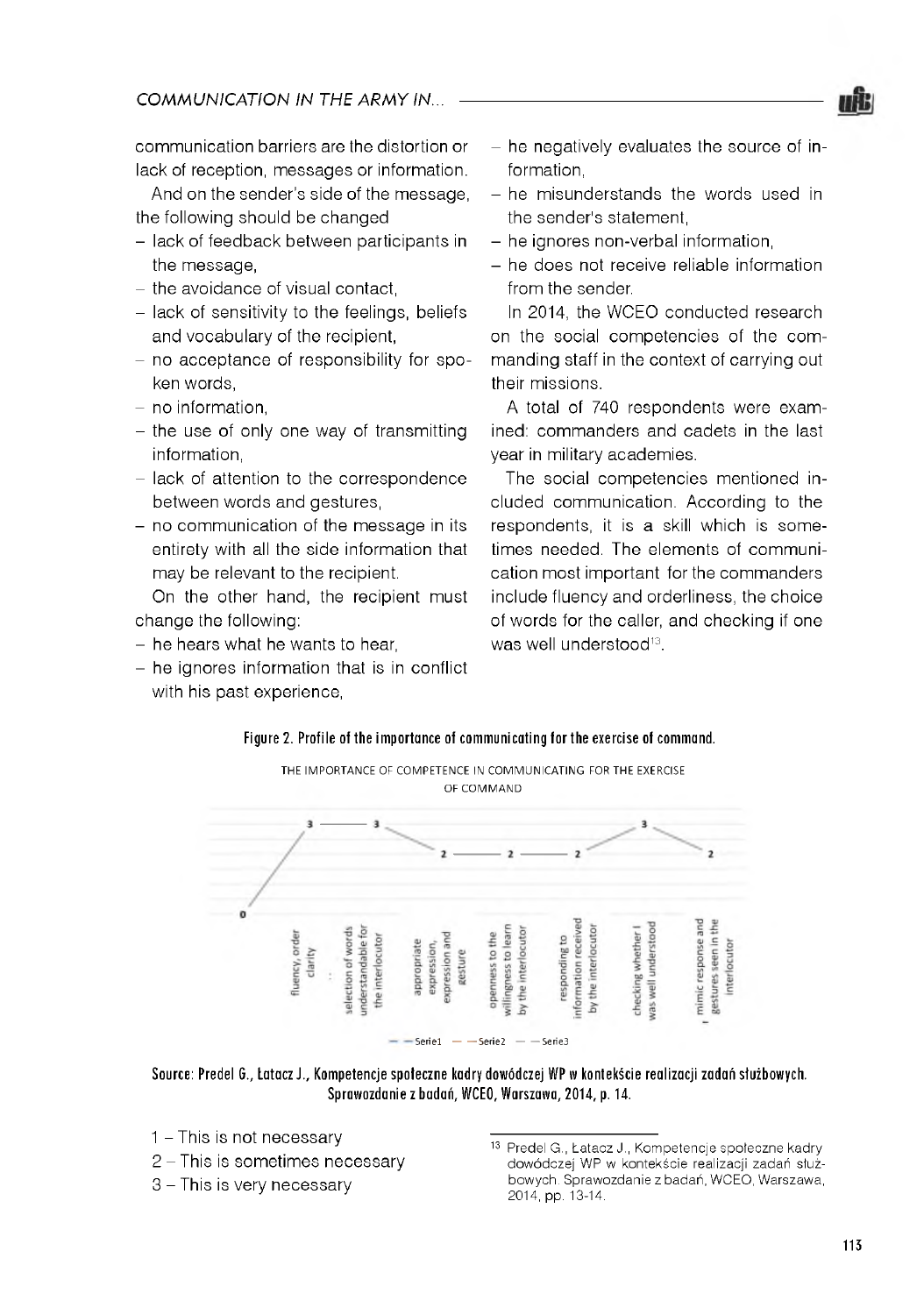communication barriers are the distortion or lack of reception, messages or information.

And on the sender's side of the message, the following should be changed

- lack of feedback between participants in the message,
- the avoidance of visual contact,
- lack of sensitivity to the feelings, beliefs and vocabulary of the recipient,
- no acceptance of responsibility for spoken words,
- no information,
- the use of only one way of transmitting information,
- lack of attention to the correspondence between words and gestures,
- no communication of the message in its entirety with all the side information that may be relevant to the recipient.

On the other hand, the recipient must change the following:

- he hears what he wants to hear,
- he ignores information that is in conflict with his past experience,
- he negatively evaluates the source of information,
- he misunderstands the words used in the sender's statement,
- he ignores non-verbal information,
- he does not receive reliable information from the sender.

In 2014, the WCEO conducted research on the social competencies of the commanding staff in the context of carrying out their missions.

A total of 740 respondents were examined: commanders and cadets in the last year in military academies.

The social competencies mentioned included communication. According to the respondents, it is a skill which is sometimes needed. The elements of communication most important for the commanders include fluency and orderliness, the choice of words for the caller, and checking if one was well understood[13].

**Figure 2. Profile of the importance of communicating for the exercise of command.**

THE IMPORTANCE OF COMPETENCE IN COMMUNICATING FOR THE EXERCISE OF COMMAND

| Element | Value |
|---|---|
| (start) | 0 |
| fluency, order clarity | 3 |
| selection of words understandable for the interlocutor | 3 |
| appropriate expression, expression and gesture | 2 |
| openness to the willingness to learn by the interlocutor | 2 |
| responding to information received by the interlocutor | 2 |
| checking whether I was well understood | 3 |
| mimic response and gestures seen in the interlocutor | 2 |

Legend: Serie1, Serie2, Serie3

**Source: Predel G., Łatacz J., Kompetencje społeczne kadry dowódczej WP w kontekście realizacji zadań służbowych. Sprawozdanie z badań, WCEO, Warszawa, 2014, p. 14.**

1 – This is not necessary
2 – This is sometimes necessary
3 – This is very necessary

[13] Predel G., Łatacz J., Kompetencje społeczne kadry dowódczej WP w kontekście realizacji zadań służbowych. Sprawozdanie z badań, WCEO, Warszawa, 2014, pp. 13-14.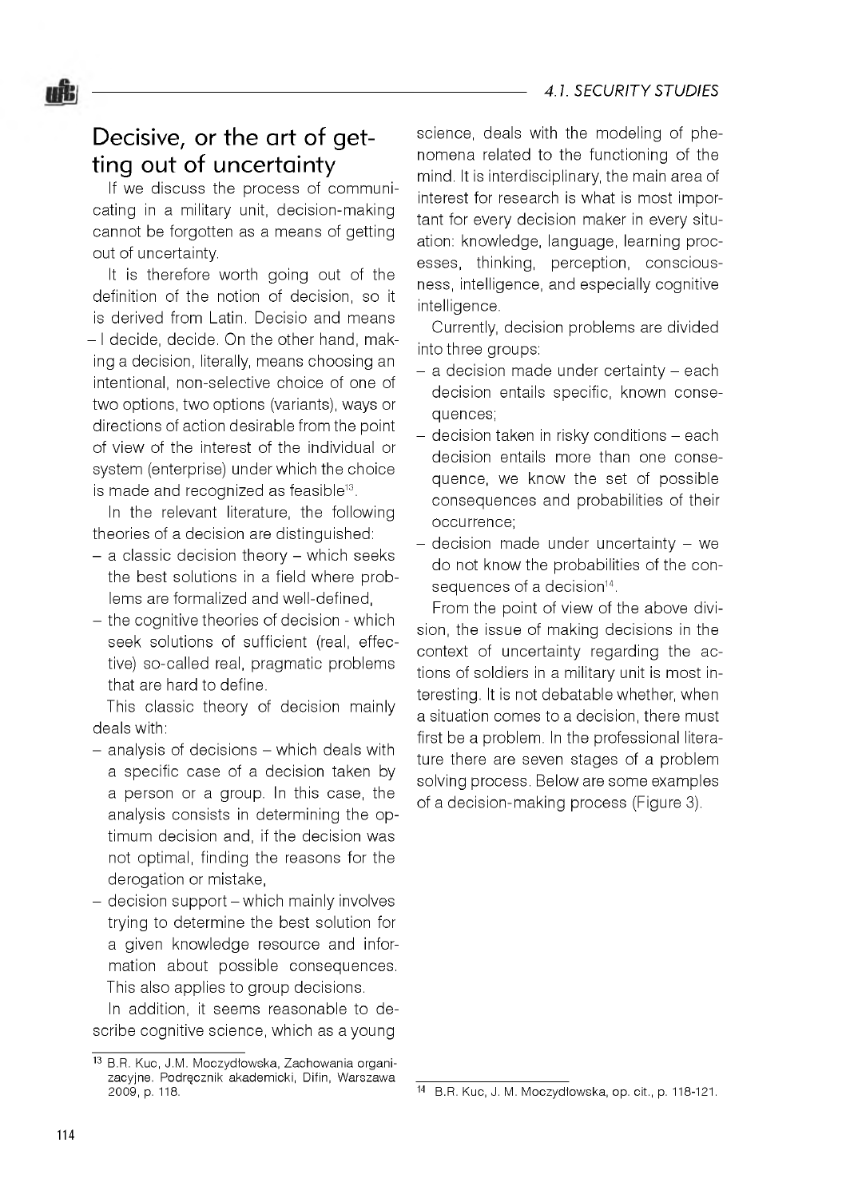## Decisive, or the art of getting out of uncertainty

If we discuss the process of communicating in a military unit, decision-making cannot be forgotten as a means of getting out of uncertainty.

It is therefore worth going out of the definition of the notion of decision, so it is derived from Latin. Decisio and means – I decide, decide. On the other hand, making a decision, literally, means choosing an intentional, non-selective choice of one of two options, two options (variants), ways or directions of action desirable from the point of view of the interest of the individual or system (enterprise) under which the choice is made and recognized as feasible[13].

In the relevant literature, the following theories of a decision are distinguished:

- a classic decision theory – which seeks the best solutions in a field where problems are formalized and well-defined,
- the cognitive theories of decision - which seek solutions of sufficient (real, effective) so-called real, pragmatic problems that are hard to define.

This classic theory of decision mainly deals with:

- analysis of decisions – which deals with a specific case of a decision taken by a person or a group. In this case, the analysis consists in determining the optimum decision and, if the decision was not optimal, finding the reasons for the derogation or mistake,
- decision support – which mainly involves trying to determine the best solution for a given knowledge resource and information about possible consequences. This also applies to group decisions.

In addition, it seems reasonable to describe cognitive science, which as a young science, deals with the modeling of phenomena related to the functioning of the mind. It is interdisciplinary, the main area of interest for research is what is most important for every decision maker in every situation: knowledge, language, learning processes, thinking, perception, consciousness, intelligence, and especially cognitive intelligence.

Currently, decision problems are divided into three groups:

- a decision made under certainty – each decision entails specific, known consequences;
- decision taken in risky conditions – each decision entails more than one consequence, we know the set of possible consequences and probabilities of their occurrence;
- decision made under uncertainty – we do not know the probabilities of the consequences of a decision[14].

From the point of view of the above division, the issue of making decisions in the context of uncertainty regarding the actions of soldiers in a military unit is most interesting. It is not debatable whether, when a situation comes to a decision, there must first be a problem. In the professional literature there are seven stages of a problem solving process. Below are some examples of a decision-making process (Figure 3).

---

[13] B.R. Kuc, J.M. Moczydłowska, Zachowania organizacyjne. Podręcznik akademicki, Difin, Warszawa 2009, p. 118.

[14] B.R. Kuc, J. M. Moczydłowska, op. cit., p. 118-121.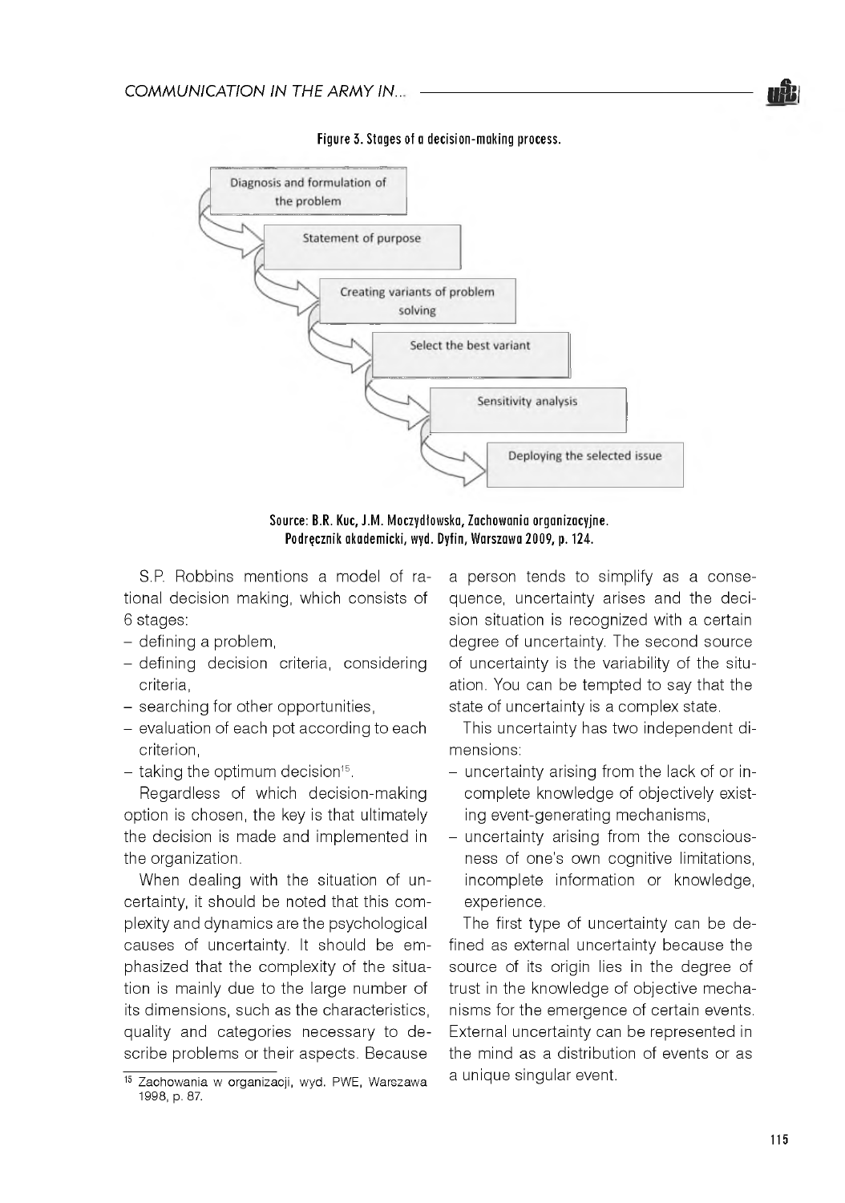Figure 3. Stages of a decision-making process.

Diagnosis and formulation of the problem

Statement of purpose

Creating variants of problem solving

Select the best variant

Sensitivity analysis

Deploying the selected issue

Source: B.R. Kuc, J.M. Moczydłowska, Zachowania organizacyjne. Podręcznik akademicki, wyd. Dyfin, Warszawa 2009, p. 124.

S.P. Robbins mentions a model of rational decision making, which consists of 6 stages:

- defining a problem,
- defining decision criteria, considering criteria,
- searching for other opportunities,
- evaluation of each pot according to each criterion,
- taking the optimum decision[15].

Regardless of which decision-making option is chosen, the key is that ultimately the decision is made and implemented in the organization.

When dealing with the situation of uncertainty, it should be noted that this complexity and dynamics are the psychological causes of uncertainty. It should be emphasized that the complexity of the situation is mainly due to the large number of its dimensions, such as the characteristics, quality and categories necessary to describe problems or their aspects. Because a person tends to simplify as a consequence, uncertainty arises and the decision situation is recognized with a certain degree of uncertainty. The second source of uncertainty is the variability of the situation. You can be tempted to say that the state of uncertainty is a complex state.

This uncertainty has two independent dimensions:

- uncertainty arising from the lack of or incomplete knowledge of objectively existing event-generating mechanisms,
- uncertainty arising from the consciousness of one's own cognitive limitations, incomplete information or knowledge, experience.

The first type of uncertainty can be defined as external uncertainty because the source of its origin lies in the degree of trust in the knowledge of objective mechanisms for the emergence of certain events. External uncertainty can be represented in the mind as a distribution of events or as a unique singular event.

[15] Zachowania w organizacji, wyd. PWE, Warszawa 1998, p. 87.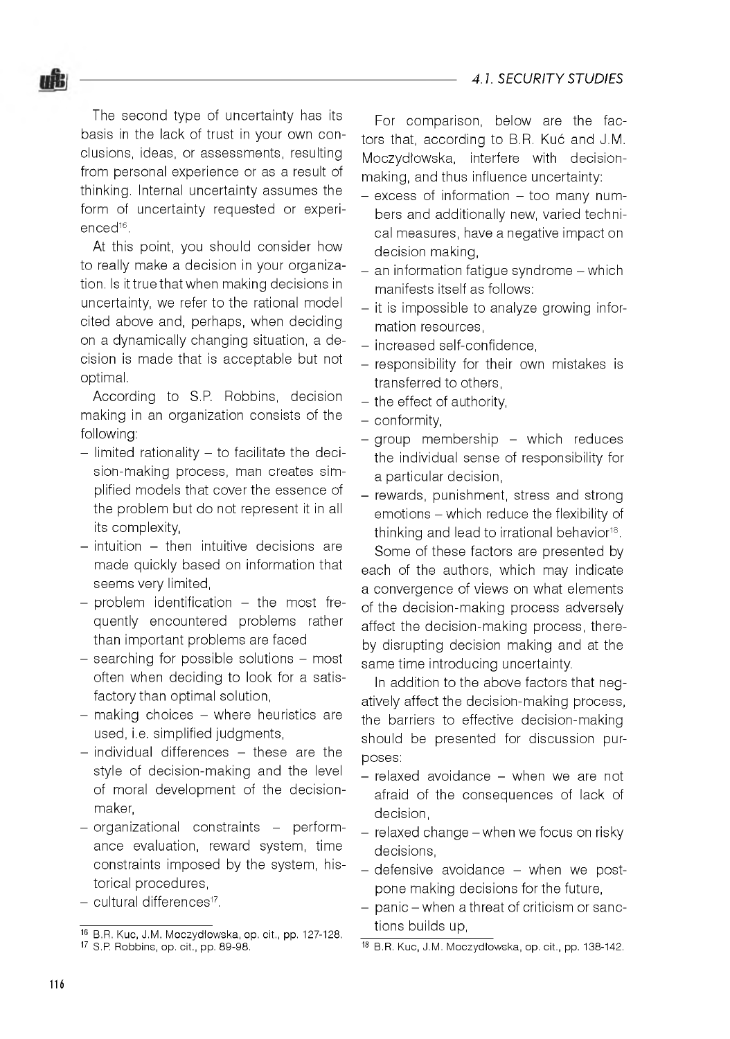The second type of uncertainty has its basis in the lack of trust in your own conclusions, ideas, or assessments, resulting from personal experience or as a result of thinking. Internal uncertainty assumes the form of uncertainty requested or experienced[16].

At this point, you should consider how to really make a decision in your organization. Is it true that when making decisions in uncertainty, we refer to the rational model cited above and, perhaps, when deciding on a dynamically changing situation, a decision is made that is acceptable but not optimal.

According to S.P. Robbins, decision making in an organization consists of the following:

- limited rationality – to facilitate the decision-making process, man creates simplified models that cover the essence of the problem but do not represent it in all its complexity,
- intuition – then intuitive decisions are made quickly based on information that seems very limited,
- problem identification – the most frequently encountered problems rather than important problems are faced
- searching for possible solutions – most often when deciding to look for a satisfactory than optimal solution,
- making choices – where heuristics are used, i.e. simplified judgments,
- individual differences – these are the style of decision-making and the level of moral development of the decision-maker,
- organizational constraints – performance evaluation, reward system, time constraints imposed by the system, historical procedures,
- cultural differences[17].

For comparison, below are the factors that, according to B.R. Kuć and J.M. Moczydłowska, interfere with decision-making, and thus influence uncertainty:

- excess of information – too many numbers and additionally new, varied technical measures, have a negative impact on decision making,
- an information fatigue syndrome – which manifests itself as follows:
- it is impossible to analyze growing information resources,
- increased self-confidence,
- responsibility for their own mistakes is transferred to others,
- the effect of authority,
- conformity,
- group membership – which reduces the individual sense of responsibility for a particular decision,
- rewards, punishment, stress and strong emotions – which reduce the flexibility of thinking and lead to irrational behavior[18].

Some of these factors are presented by each of the authors, which may indicate a convergence of views on what elements of the decision-making process adversely affect the decision-making process, thereby disrupting decision making and at the same time introducing uncertainty.

In addition to the above factors that negatively affect the decision-making process, the barriers to effective decision-making should be presented for discussion purposes:

- relaxed avoidance – when we are not afraid of the consequences of lack of decision,
- relaxed change – when we focus on risky decisions,
- defensive avoidance – when we postpone making decisions for the future,
- panic – when a threat of criticism or sanctions builds up,

---

[16] B.R. Kuc, J.M. Moczydlowska, op. cit., pp. 127-128.

[17] S.P. Robbins, op. cit., pp. 89-98.

[18] B.R. Kuc, J.M. Moczydlowska, op. cit., pp. 138-142.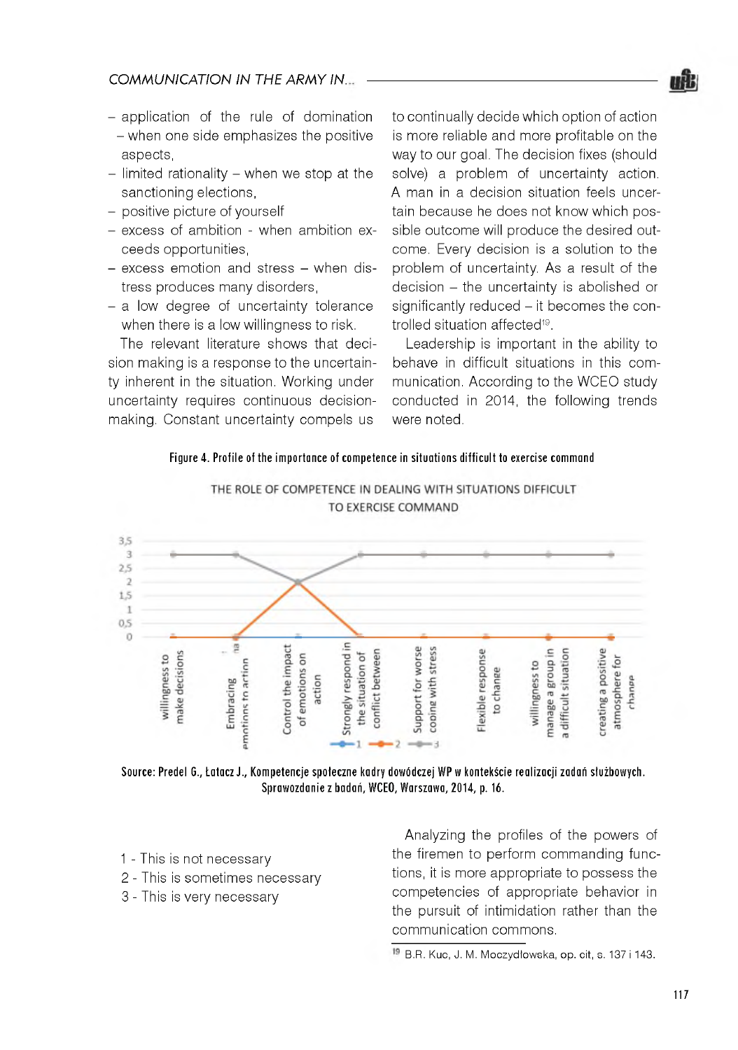– application of the rule of domination – when one side emphasizes the positive aspects,
– limited rationality – when we stop at the sanctioning elections,
– positive picture of yourself
– excess of ambition - when ambition exceeds opportunities,
– excess emotion and stress – when distress produces many disorders,
– a low degree of uncertainty tolerance when there is a low willingness to risk.

The relevant literature shows that decision making is a response to the uncertainty inherent in the situation. Working under uncertainty requires continuous decision-making. Constant uncertainty compels us to continually decide which option of action is more reliable and more profitable on the way to our goal. The decision fixes (should solve) a problem of uncertainty action. A man in a decision situation feels uncertain because he does not know which possible outcome will produce the desired outcome. Every decision is a solution to the problem of uncertainty. As a result of the decision – the uncertainty is abolished or significantly reduced – it becomes the controlled situation affected[19].

Leadership is important in the ability to behave in difficult situations in this communication. According to the WCEO study conducted in 2014, the following trends were noted.

**Figure 4. Profile of the importance of competence in situations difficult to exercise command**

THE ROLE OF COMPETENCE IN DEALING WITH SITUATIONS DIFFICULT TO EXERCISE COMMAND

Source: Predel G., Łatacz J., Kompetencje społeczne kadry dowódczej WP w kontekście realizacji zadań służbowych. Sprawozdanie z badań, WCEO, Warszawa, 2014, p. 16.

1 - This is not necessary
2 - This is sometimes necessary
3 - This is very necessary

Analyzing the profiles of the powers of the firemen to perform commanding functions, it is more appropriate to possess the competencies of appropriate behavior in the pursuit of intimidation rather than the communication commons.

[19] B.R. Kuc, J. M. Moczydlowska, op. cit, s. 137 i 143.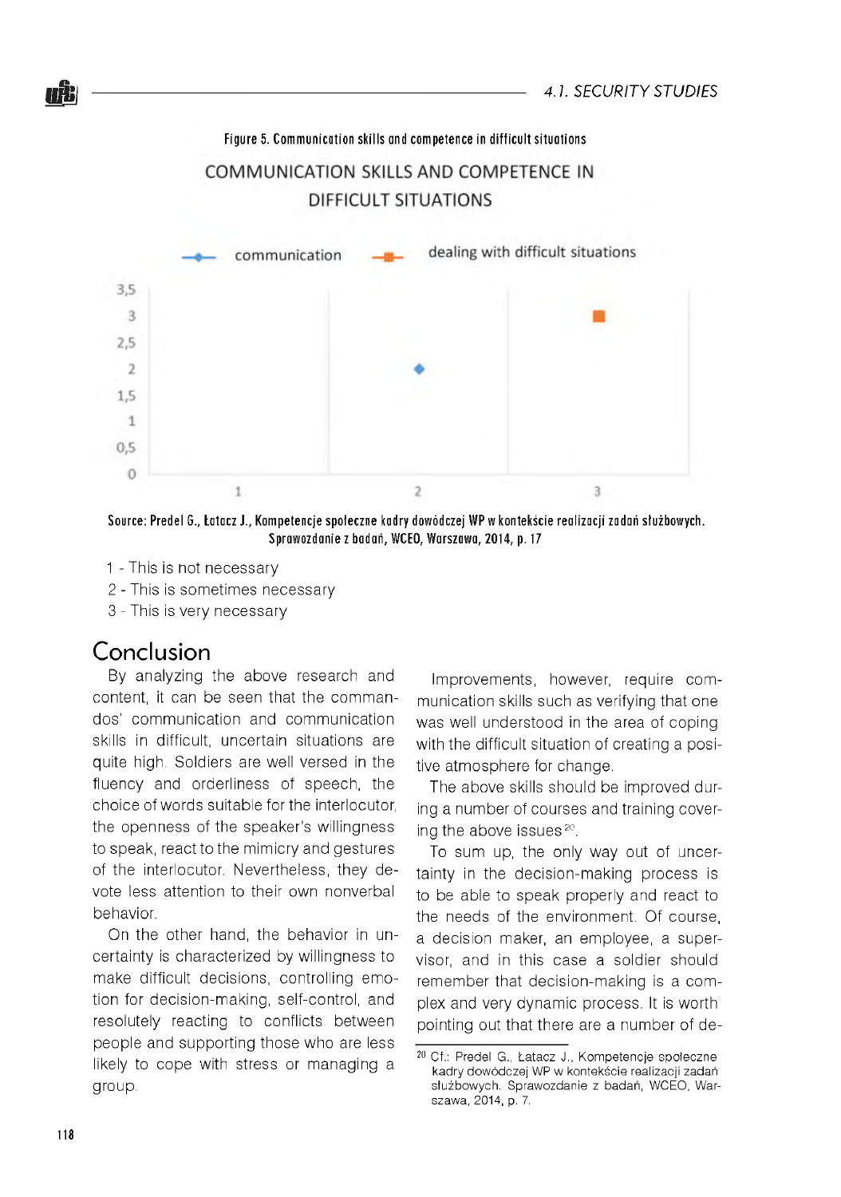Figure 5. Communication skills and competence in difficult situations

Source: Predel G., Łatacz J., Kompetencje społeczne kadry dowódczej WP w kontekście realizacji zadań służbowych. Sprawozdanie z badań, WCEO, Warszawa, 2014, p. 17

1 - This is not necessary
2 - This is sometimes necessary
3 - This is very necessary

## Conclusion

By analyzing the above research and content, it can be seen that the commandos' communication and communication skills in difficult, uncertain situations are quite high. Soldiers are well versed in the fluency and orderliness of speech, the choice of words suitable for the interlocutor, the openness of the speaker's willingness to speak, react to the mimicry and gestures of the interlocutor. Nevertheless, they devote less attention to their own nonverbal behavior.

On the other hand, the behavior in uncertainty is characterized by willingness to make difficult decisions, controlling emotion for decision-making, self-control, and resolutely reacting to conflicts between people and supporting those who are less likely to cope with stress or managing a group.

Improvements, however, require communication skills such as verifying that one was well understood in the area of coping with the difficult situation of creating a positive atmosphere for change.

The above skills should be improved during a number of courses and training covering the above issues[20].

To sum up, the only way out of uncertainty in the decision-making process is to be able to speak properly and react to the needs of the environment. Of course, a decision maker, an employee, a supervisor, and in this case a soldier should remember that decision-making is a complex and very dynamic process. It is worth pointing out that there are a number of de-

[20] Cf.: Predel G., Łatacz J., Kompetencje społeczne kadry dowódczej WP w kontekście realizacji zadań służbowych. Sprawozdanie z badań, WCEO, Warszawa, 2014, p. 7.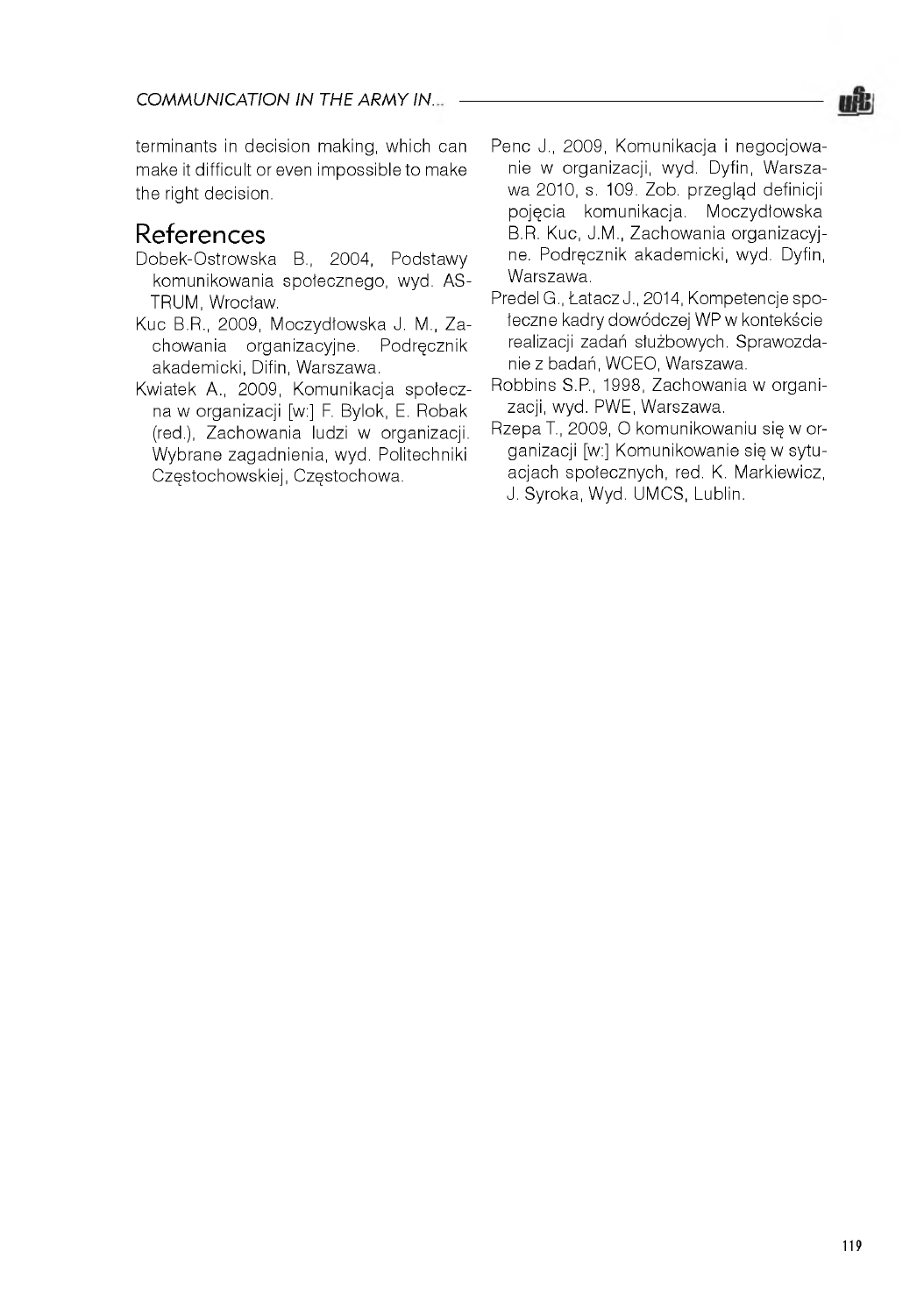terminants in decision making, which can make it difficult or even impossible to make the right decision.

## References

Dobek-Ostrowska B., 2004, Podstawy komunikowania społecznego, wyd. ASTRUM, Wrocław.

Kuc B.R., 2009, Moczydłowska J. M., Zachowania organizacyjne. Podręcznik akademicki, Difin, Warszawa.

Kwiatek A., 2009, Komunikacja społeczna w organizacji [w:] F. Bylok, E. Robak (red.), Zachowania ludzi w organizacji. Wybrane zagadnienia, wyd. Politechniki Częstochowskiej, Częstochowa.

Penc J., 2009, Komunikacja i negocjowanie w organizacji, wyd. Dyfin, Warszawa 2010, s. 109. Zob. przegląd definicji pojęcia komunikacja. Moczydłowska B.R. Kuc, J.M., Zachowania organizacyjne. Podręcznik akademicki, wyd. Dyfin, Warszawa.

Predel G., Łatacz J., 2014, Kompetencje społeczne kadry dowódczej WP w kontekście realizacji zadań służbowych. Sprawozdanie z badań, WCEO, Warszawa.

Robbins S.P., 1998, Zachowania w organizacji, wyd. PWE, Warszawa.

Rzepa T., 2009, O komunikowaniu się w organizacji [w:] Komunikowanie się w sytuacjach społecznych, red. K. Markiewicz, J. Syroka, Wyd. UMCS, Lublin.